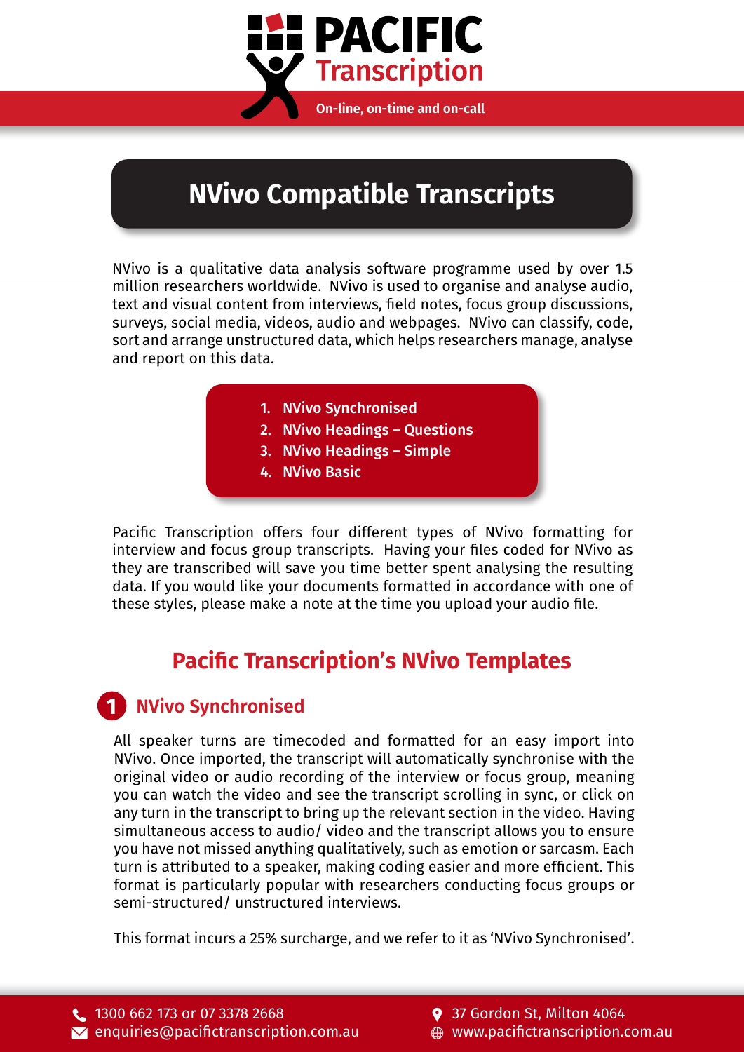# NVivo Compatible Transcripts

NVivo is a qualitative data analysis software programme used by over 1.5 million researchers worldwide. NVivo is used to organise and analyse audio, text and visual content from interviews, field notes, focus group discussions, surveys, social media, videos, audio and webpages. NVivo can classify, code, sort and arrange unstructured data, which helps researchers manage, analyse and report on this data.

1. NVivo Synchronised
2. NVivo Headings – Questions
3. NVivo Headings – Simple
4. NVivo Basic

Pacific Transcription offers four different types of NVivo formatting for interview and focus group transcripts. Having your files coded for NVivo as they are transcribed will save you time better spent analysing the resulting data. If you would like your documents formatted in accordance with one of these styles, please make a note at the time you upload your audio file.

## Pacific Transcription's NVivo Templates

### 1 NVivo Synchronised

All speaker turns are timecoded and formatted for an easy import into NVivo. Once imported, the transcript will automatically synchronise with the original video or audio recording of the interview or focus group, meaning you can watch the video and see the transcript scrolling in sync, or click on any turn in the transcript to bring up the relevant section in the video. Having simultaneous access to audio/ video and the transcript allows you to ensure you have not missed anything qualitatively, such as emotion or sarcasm. Each turn is attributed to a speaker, making coding easier and more efficient. This format is particularly popular with researchers conducting focus groups or semi-structured/ unstructured interviews.

This format incurs a 25% surcharge, and we refer to it as 'NVivo Synchronised'.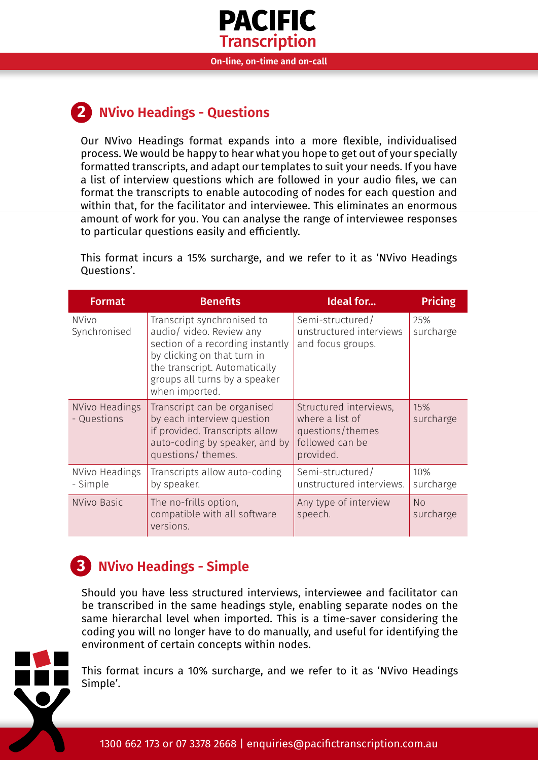## 2 NVivo Headings - Questions

Our NVivo Headings format expands into a more flexible, individualised process. We would be happy to hear what you hope to get out of your specially formatted transcripts, and adapt our templates to suit your needs. If you have a list of interview questions which are followed in your audio files, we can format the transcripts to enable autocoding of nodes for each question and within that, for the facilitator and interviewee. This eliminates an enormous amount of work for you. You can analyse the range of interviewee responses to particular questions easily and efficiently.

This format incurs a 15% surcharge, and we refer to it as 'NVivo Headings Questions'.

| Format | Benefits | Ideal for... | Pricing |
|---|---|---|---|
| NVivo Synchronised | Transcript synchronised to audio/ video. Review any section of a recording instantly by clicking on that turn in the transcript. Automatically groups all turns by a speaker when imported. | Semi-structured/ unstructured interviews and focus groups. | 25% surcharge |
| NVivo Headings - Questions | Transcript can be organised by each interview question if provided. Transcripts allow auto-coding by speaker, and by questions/ themes. | Structured interviews, where a list of questions/themes followed can be provided. | 15% surcharge |
| NVivo Headings - Simple | Transcripts allow auto-coding by speaker. | Semi-structured/ unstructured interviews. | 10% surcharge |
| NVivo Basic | The no-frills option, compatible with all software versions. | Any type of interview speech. | No surcharge |

## 3 NVivo Headings - Simple

Should you have less structured interviews, interviewee and facilitator can be transcribed in the same headings style, enabling separate nodes on the same hierarchal level when imported. This is a time-saver considering the coding you will no longer have to do manually, and useful for identifying the environment of certain concepts within nodes.

This format incurs a 10% surcharge, and we refer to it as 'NVivo Headings Simple'.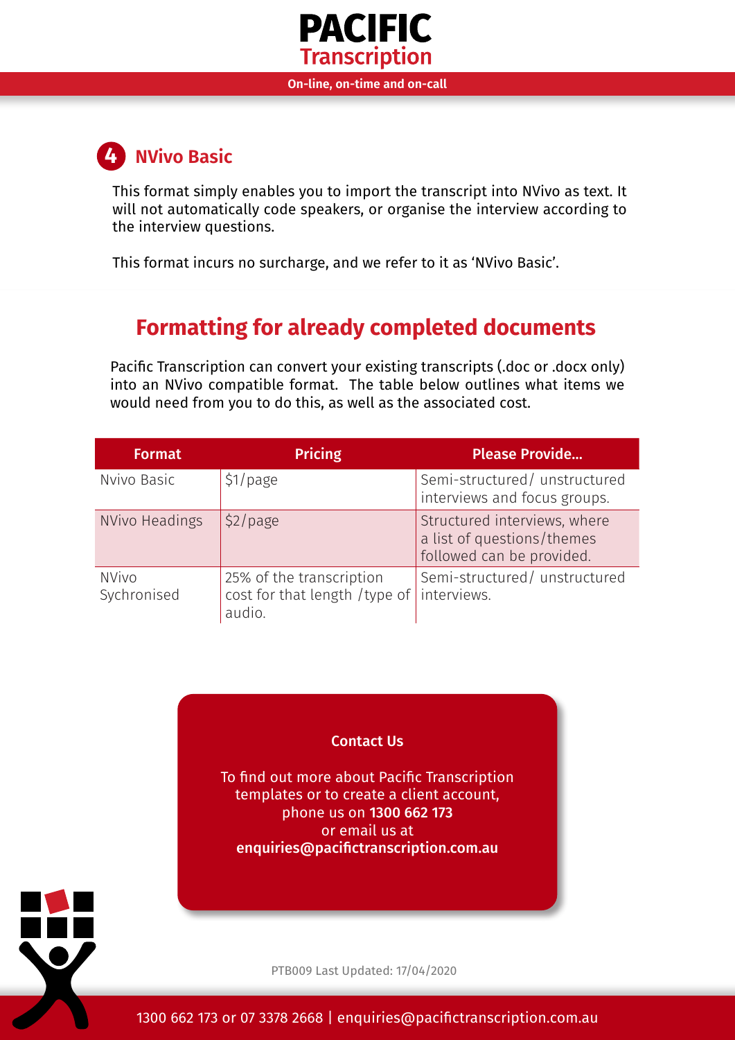## 4 NVivo Basic

This format simply enables you to import the transcript into NVivo as text. It will not automatically code speakers, or organise the interview according to the interview questions.

This format incurs no surcharge, and we refer to it as 'NVivo Basic'.

## Formatting for already completed documents

Pacific Transcription can convert your existing transcripts (.doc or .docx only) into an NVivo compatible format. The table below outlines what items we would need from you to do this, as well as the associated cost.

| Format | Pricing | Please Provide... |
|---|---|---|
| Nvivo Basic | $1/page | Semi-structured/ unstructured interviews and focus groups. |
| NVivo Headings | $2/page | Structured interviews, where a list of questions/themes followed can be provided. |
| NVivo Sychronised | 25% of the transcription cost for that length /type of audio. | Semi-structured/ unstructured interviews. |

**Contact Us**

To find out more about Pacific Transcription templates or to create a client account, phone us on **1300 662 173** or email us at **enquiries@pacifictranscription.com.au**

PTB009 Last Updated: 17/04/2020